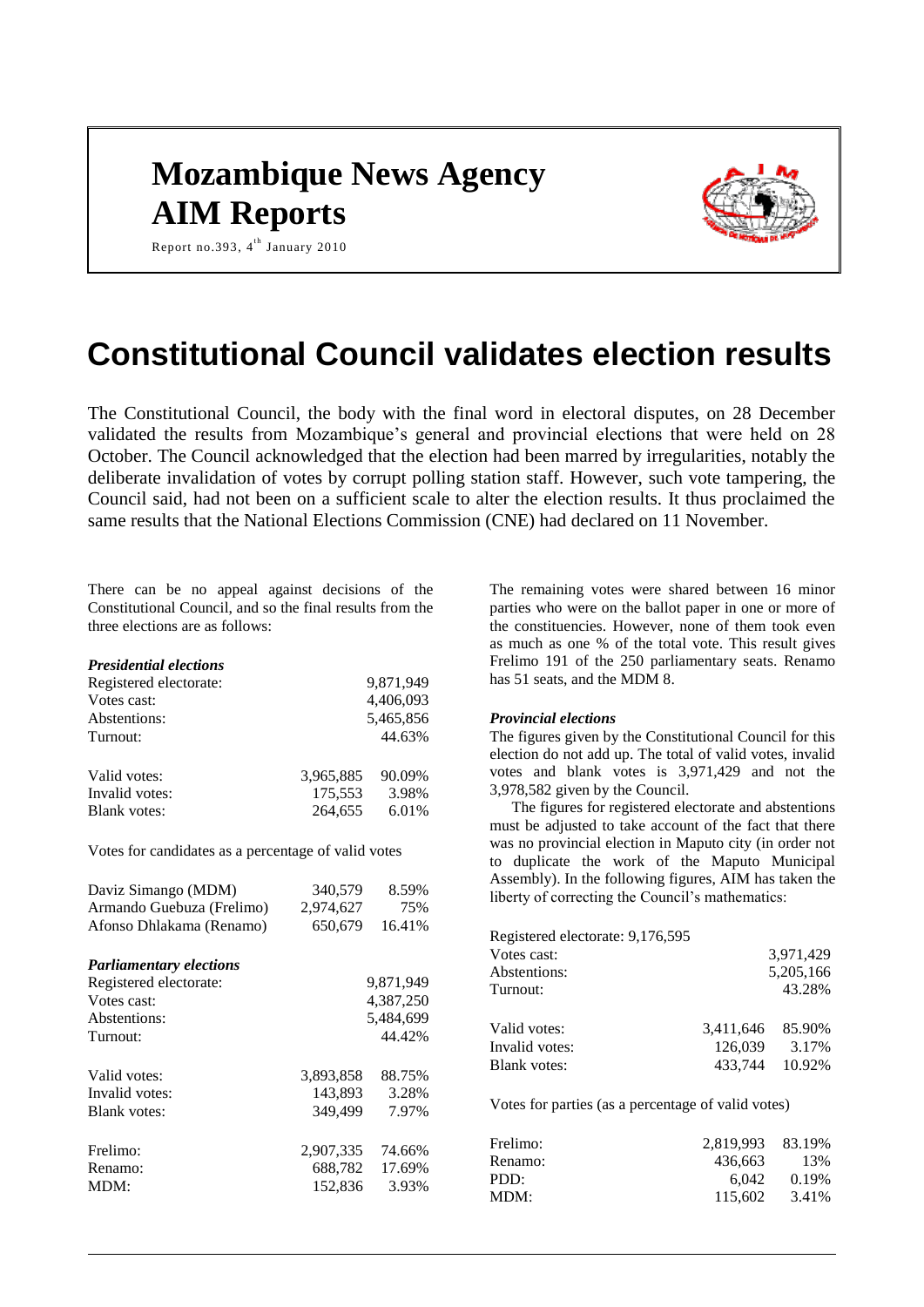# Mozambique News Agency
# AIM Reports

Report no.393, 4th January 2010

## Constitutional Council validates election results

The Constitutional Council, the body with the final word in electoral disputes, on 28 December validated the results from Mozambique's general and provincial elections that were held on 28 October. The Council acknowledged that the election had been marred by irregularities, notably the deliberate invalidation of votes by corrupt polling station staff. However, such vote tampering, the Council said, had not been on a sufficient scale to alter the election results. It thus proclaimed the same results that the National Elections Commission (CNE) had declared on 11 November.

There can be no appeal against decisions of the Constitutional Council, and so the final results from the three elections are as follows:

***Presidential elections***

| | | |
|---|---|---|
| Registered electorate: | | 9,871,949 |
| Votes cast: | | 4,406,093 |
| Abstentions: | | 5,465,856 |
| Turnout: | | 44.63% |
| Valid votes: | 3,965,885 | 90.09% |
| Invalid votes: | 175,553 | 3.98% |
| Blank votes: | 264,655 | 6.01% |

Votes for candidates as a percentage of valid votes

| | | |
|---|---|---|
| Daviz Simango (MDM) | 340,579 | 8.59% |
| Armando Guebuza (Frelimo) | 2,974,627 | 75% |
| Afonso Dhlakama (Renamo) | 650,679 | 16.41% |

***Parliamentary elections***

| | | |
|---|---|---|
| Registered electorate: | | 9,871,949 |
| Votes cast: | | 4,387,250 |
| Abstentions: | | 5,484,699 |
| Turnout: | | 44.42% |
| Valid votes: | 3,893,858 | 88.75% |
| Invalid votes: | 143,893 | 3.28% |
| Blank votes: | 349,499 | 7.97% |
| Frelimo: | 2,907,335 | 74.66% |
| Renamo: | 688,782 | 17.69% |
| MDM: | 152,836 | 3.93% |

The remaining votes were shared between 16 minor parties who were on the ballot paper in one or more of the constituencies. However, none of them took even as much as one % of the total vote. This result gives Frelimo 191 of the 250 parliamentary seats. Renamo has 51 seats, and the MDM 8.

***Provincial elections***

The figures given by the Constitutional Council for this election do not add up. The total of valid votes, invalid votes and blank votes is 3,971,429 and not the 3,978,582 given by the Council.

The figures for registered electorate and abstentions must be adjusted to take account of the fact that there was no provincial election in Maputo city (in order not to duplicate the work of the Maputo Municipal Assembly). In the following figures, AIM has taken the liberty of correcting the Council's mathematics:

Registered electorate: 9,176,595

| | | |
|---|---|---|
| Votes cast: | | 3,971,429 |
| Abstentions: | | 5,205,166 |
| Turnout: | | 43.28% |
| Valid votes: | 3,411,646 | 85.90% |
| Invalid votes: | 126,039 | 3.17% |
| Blank votes: | 433,744 | 10.92% |

Votes for parties (as a percentage of valid votes)

| | | |
|---|---|---|
| Frelimo: | 2,819,993 | 83.19% |
| Renamo: | 436,663 | 13% |
| PDD: | 6,042 | 0.19% |
| MDM: | 115,602 | 3.41% |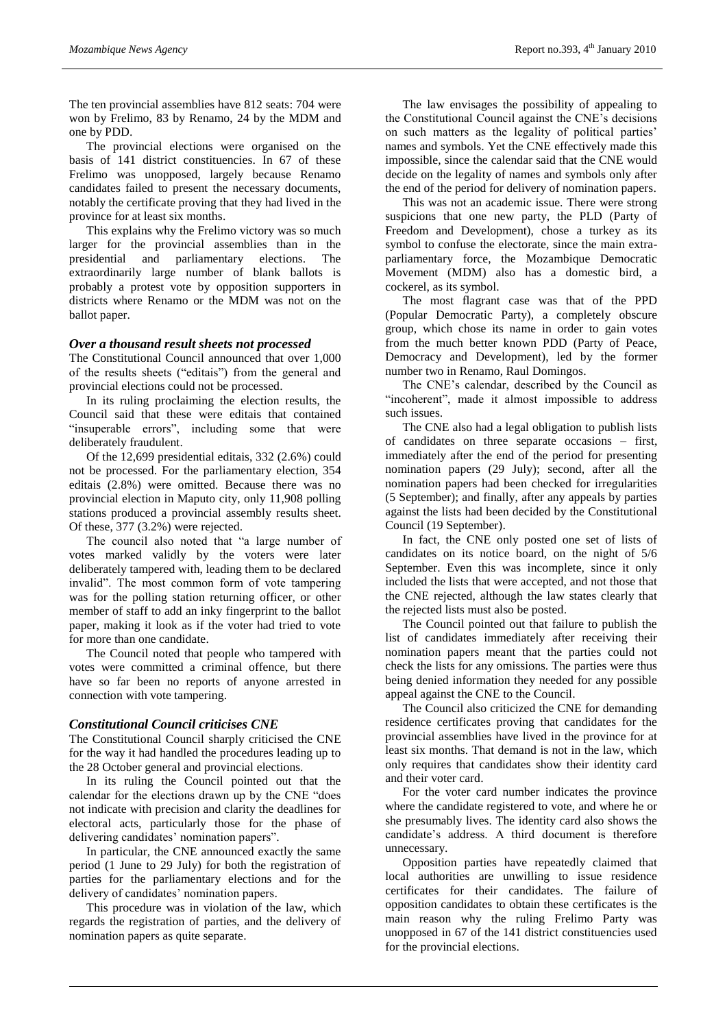The ten provincial assemblies have 812 seats: 704 were won by Frelimo, 83 by Renamo, 24 by the MDM and one by PDD.

The provincial elections were organised on the basis of 141 district constituencies. In 67 of these Frelimo was unopposed, largely because Renamo candidates failed to present the necessary documents, notably the certificate proving that they had lived in the province for at least six months.

This explains why the Frelimo victory was so much larger for the provincial assemblies than in the presidential and parliamentary elections. The extraordinarily large number of blank ballots is probably a protest vote by opposition supporters in districts where Renamo or the MDM was not on the ballot paper.

### *Over a thousand result sheets not processed*

The Constitutional Council announced that over 1,000 of the results sheets ("editais") from the general and provincial elections could not be processed.

In its ruling proclaiming the election results, the Council said that these were editais that contained "insuperable errors", including some that were deliberately fraudulent.

Of the 12,699 presidential editais, 332 (2.6%) could not be processed. For the parliamentary election, 354 editais (2.8%) were omitted. Because there was no provincial election in Maputo city, only 11,908 polling stations produced a provincial assembly results sheet. Of these, 377 (3.2%) were rejected.

The council also noted that "a large number of votes marked validly by the voters were later deliberately tampered with, leading them to be declared invalid". The most common form of vote tampering was for the polling station returning officer, or other member of staff to add an inky fingerprint to the ballot paper, making it look as if the voter had tried to vote for more than one candidate.

The Council noted that people who tampered with votes were committed a criminal offence, but there have so far been no reports of anyone arrested in connection with vote tampering.

### *Constitutional Council criticises CNE*

The Constitutional Council sharply criticised the CNE for the way it had handled the procedures leading up to the 28 October general and provincial elections.

In its ruling the Council pointed out that the calendar for the elections drawn up by the CNE "does not indicate with precision and clarity the deadlines for electoral acts, particularly those for the phase of delivering candidates' nomination papers".

In particular, the CNE announced exactly the same period (1 June to 29 July) for both the registration of parties for the parliamentary elections and for the delivery of candidates' nomination papers.

This procedure was in violation of the law, which regards the registration of parties, and the delivery of nomination papers as quite separate.

The law envisages the possibility of appealing to the Constitutional Council against the CNE's decisions on such matters as the legality of political parties' names and symbols. Yet the CNE effectively made this impossible, since the calendar said that the CNE would decide on the legality of names and symbols only after the end of the period for delivery of nomination papers.

This was not an academic issue. There were strong suspicions that one new party, the PLD (Party of Freedom and Development), chose a turkey as its symbol to confuse the electorate, since the main extra-parliamentary force, the Mozambique Democratic Movement (MDM) also has a domestic bird, a cockerel, as its symbol.

The most flagrant case was that of the PPD (Popular Democratic Party), a completely obscure group, which chose its name in order to gain votes from the much better known PDD (Party of Peace, Democracy and Development), led by the former number two in Renamo, Raul Domingos.

The CNE's calendar, described by the Council as "incoherent", made it almost impossible to address such issues.

The CNE also had a legal obligation to publish lists of candidates on three separate occasions – first, immediately after the end of the period for presenting nomination papers (29 July); second, after all the nomination papers had been checked for irregularities (5 September); and finally, after any appeals by parties against the lists had been decided by the Constitutional Council (19 September).

In fact, the CNE only posted one set of lists of candidates on its notice board, on the night of 5/6 September. Even this was incomplete, since it only included the lists that were accepted, and not those that the CNE rejected, although the law states clearly that the rejected lists must also be posted.

The Council pointed out that failure to publish the list of candidates immediately after receiving their nomination papers meant that the parties could not check the lists for any omissions. The parties were thus being denied information they needed for any possible appeal against the CNE to the Council.

The Council also criticized the CNE for demanding residence certificates proving that candidates for the provincial assemblies have lived in the province for at least six months. That demand is not in the law, which only requires that candidates show their identity card and their voter card.

For the voter card number indicates the province where the candidate registered to vote, and where he or she presumably lives. The identity card also shows the candidate's address. A third document is therefore unnecessary.

Opposition parties have repeatedly claimed that local authorities are unwilling to issue residence certificates for their candidates. The failure of opposition candidates to obtain these certificates is the main reason why the ruling Frelimo Party was unopposed in 67 of the 141 district constituencies used for the provincial elections.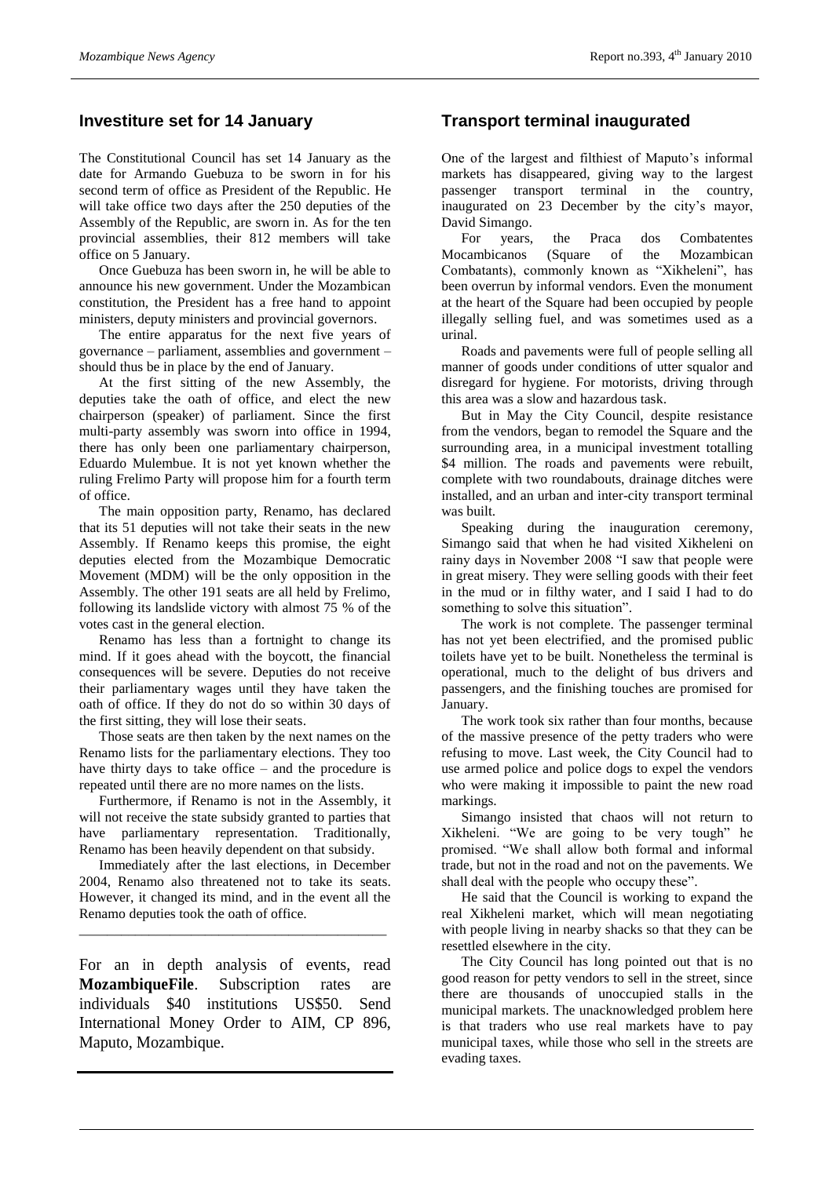## Investiture set for 14 January

The Constitutional Council has set 14 January as the date for Armando Guebuza to be sworn in for his second term of office as President of the Republic. He will take office two days after the 250 deputies of the Assembly of the Republic, are sworn in. As for the ten provincial assemblies, their 812 members will take office on 5 January.

Once Guebuza has been sworn in, he will be able to announce his new government. Under the Mozambican constitution, the President has a free hand to appoint ministers, deputy ministers and provincial governors.

The entire apparatus for the next five years of governance – parliament, assemblies and government – should thus be in place by the end of January.

At the first sitting of the new Assembly, the deputies take the oath of office, and elect the new chairperson (speaker) of parliament. Since the first multi-party assembly was sworn into office in 1994, there has only been one parliamentary chairperson, Eduardo Mulembue. It is not yet known whether the ruling Frelimo Party will propose him for a fourth term of office.

The main opposition party, Renamo, has declared that its 51 deputies will not take their seats in the new Assembly. If Renamo keeps this promise, the eight deputies elected from the Mozambique Democratic Movement (MDM) will be the only opposition in the Assembly. The other 191 seats are all held by Frelimo, following its landslide victory with almost 75 % of the votes cast in the general election.

Renamo has less than a fortnight to change its mind. If it goes ahead with the boycott, the financial consequences will be severe. Deputies do not receive their parliamentary wages until they have taken the oath of office. If they do not do so within 30 days of the first sitting, they will lose their seats.

Those seats are then taken by the next names on the Renamo lists for the parliamentary elections. They too have thirty days to take office – and the procedure is repeated until there are no more names on the lists.

Furthermore, if Renamo is not in the Assembly, it will not receive the state subsidy granted to parties that have parliamentary representation. Traditionally, Renamo has been heavily dependent on that subsidy.

Immediately after the last elections, in December 2004, Renamo also threatened not to take its seats. However, it changed its mind, and in the event all the Renamo deputies took the oath of office.

---

For an in depth analysis of events, read **MozambiqueFile**. Subscription rates are individuals $40 institutions US$50. Send International Money Order to AIM, CP 896, Maputo, Mozambique.

---

## Transport terminal inaugurated

One of the largest and filthiest of Maputo's informal markets has disappeared, giving way to the largest passenger transport terminal in the country, inaugurated on 23 December by the city's mayor, David Simango.

For years, the Praca dos Combatentes Mocambicanos (Square of the Mozambican Combatants), commonly known as "Xikheleni", has been overrun by informal vendors. Even the monument at the heart of the Square had been occupied by people illegally selling fuel, and was sometimes used as a urinal.

Roads and pavements were full of people selling all manner of goods under conditions of utter squalor and disregard for hygiene. For motorists, driving through this area was a slow and hazardous task.

But in May the City Council, despite resistance from the vendors, began to remodel the Square and the surrounding area, in a municipal investment totalling \$4 million. The roads and pavements were rebuilt, complete with two roundabouts, drainage ditches were installed, and an urban and inter-city transport terminal was built.

Speaking during the inauguration ceremony, Simango said that when he had visited Xikheleni on rainy days in November 2008 "I saw that people were in great misery. They were selling goods with their feet in the mud or in filthy water, and I said I had to do something to solve this situation".

The work is not complete. The passenger terminal has not yet been electrified, and the promised public toilets have yet to be built. Nonetheless the terminal is operational, much to the delight of bus drivers and passengers, and the finishing touches are promised for January.

The work took six rather than four months, because of the massive presence of the petty traders who were refusing to move. Last week, the City Council had to use armed police and police dogs to expel the vendors who were making it impossible to paint the new road markings.

Simango insisted that chaos will not return to Xikheleni. "We are going to be very tough" he promised. "We shall allow both formal and informal trade, but not in the road and not on the pavements. We shall deal with the people who occupy these".

He said that the Council is working to expand the real Xikheleni market, which will mean negotiating with people living in nearby shacks so that they can be resettled elsewhere in the city.

The City Council has long pointed out that is no good reason for petty vendors to sell in the street, since there are thousands of unoccupied stalls in the municipal markets. The unacknowledged problem here is that traders who use real markets have to pay municipal taxes, while those who sell in the streets are evading taxes.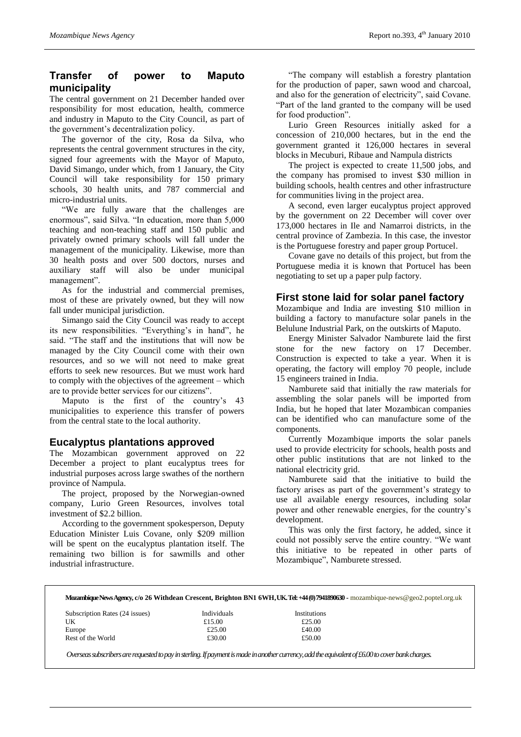## Transfer of power to Maputo municipality

The central government on 21 December handed over responsibility for most education, health, commerce and industry in Maputo to the City Council, as part of the government's decentralization policy.

The governor of the city, Rosa da Silva, who represents the central government structures in the city, signed four agreements with the Mayor of Maputo, David Simango, under which, from 1 January, the City Council will take responsibility for 150 primary schools, 30 health units, and 787 commercial and micro-industrial units.

"We are fully aware that the challenges are enormous", said Silva. "In education, more than 5,000 teaching and non-teaching staff and 150 public and privately owned primary schools will fall under the management of the municipality. Likewise, more than 30 health posts and over 500 doctors, nurses and auxiliary staff will also be under municipal management".

As for the industrial and commercial premises, most of these are privately owned, but they will now fall under municipal jurisdiction.

Simango said the City Council was ready to accept its new responsibilities. "Everything's in hand", he said. "The staff and the institutions that will now be managed by the City Council come with their own resources, and so we will not need to make great efforts to seek new resources. But we must work hard to comply with the objectives of the agreement – which are to provide better services for our citizens".

Maputo is the first of the country's 43 municipalities to experience this transfer of powers from the central state to the local authority.

## Eucalyptus plantations approved

The Mozambican government approved on 22 December a project to plant eucalyptus trees for industrial purposes across large swathes of the northern province of Nampula.

The project, proposed by the Norwegian-owned company, Lurio Green Resources, involves total investment of \$2.2 billion.

According to the government spokesperson, Deputy Education Minister Luis Covane, only \$209 million will be spent on the eucalyptus plantation itself. The remaining two billion is for sawmills and other industrial infrastructure.

"The company will establish a forestry plantation for the production of paper, sawn wood and charcoal, and also for the generation of electricity", said Covane. "Part of the land granted to the company will be used for food production".

Lurio Green Resources initially asked for a concession of 210,000 hectares, but in the end the government granted it 126,000 hectares in several blocks in Mecuburi, Ribaue and Nampula districts

The project is expected to create 11,500 jobs, and the company has promised to invest \$30 million in building schools, health centres and other infrastructure for communities living in the project area.

A second, even larger eucalyptus project approved by the government on 22 December will cover over 173,000 hectares in Ile and Namarroi districts, in the central province of Zambezia. In this case, the investor is the Portuguese forestry and paper group Portucel.

Covane gave no details of this project, but from the Portuguese media it is known that Portucel has been negotiating to set up a paper pulp factory.

## First stone laid for solar panel factory

Mozambique and India are investing \$10 million in building a factory to manufacture solar panels in the Belulune Industrial Park, on the outskirts of Maputo.

Energy Minister Salvador Namburete laid the first stone for the new factory on 17 December. Construction is expected to take a year. When it is operating, the factory will employ 70 people, include 15 engineers trained in India.

Namburete said that initially the raw materials for assembling the solar panels will be imported from India, but he hoped that later Mozambican companies can be identified who can manufacture some of the components.

Currently Mozambique imports the solar panels used to provide electricity for schools, health posts and other public institutions that are not linked to the national electricity grid.

Namburete said that the initiative to build the factory arises as part of the government's strategy to use all available energy resources, including solar power and other renewable energies, for the country's development.

This was only the first factory, he added, since it could not possibly serve the entire country. "We want this initiative to be repeated in other parts of Mozambique", Namburete stressed.

---

**Mozambique News Agency, c/o 26 Withdean Crescent, Brighton BN1 6WH, UK. Tel: +44 (0) 7941890630 -** mozambique-news@geo2.poptel.org.uk

| Subscription Rates (24 issues) | Individuals | Institutions |
|---|---|---|
| UK | £15.00 | £25.00 |
| Europe | £25.00 | £40.00 |
| Rest of the World | £30.00 | £50.00 |

*Overseas subscribers are requested to pay in sterling. If payment is made in another currency, add the equivalent of £6.00 to cover bank charges.*